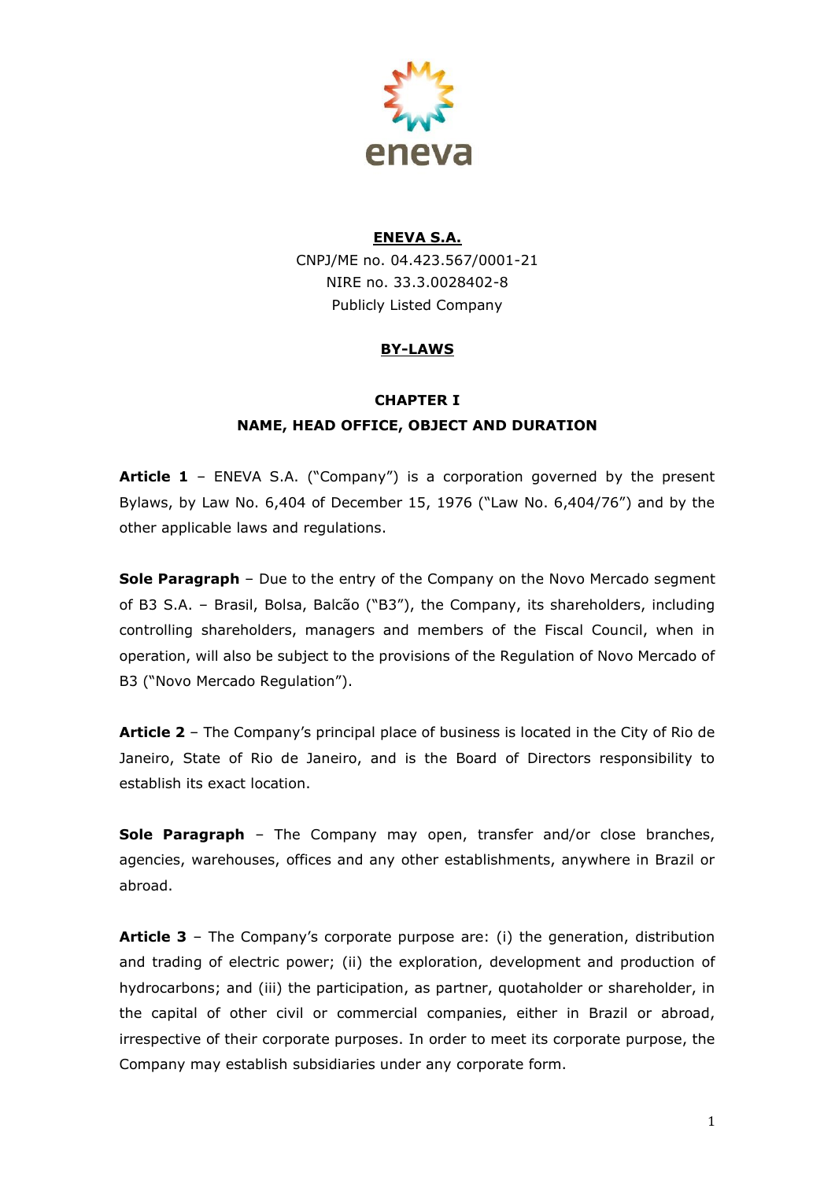**ENEVA S.A.**

CNPJ/ME no. 04.423.567/0001-21

NIRE no. 33.3.0028402-8

Publicly Listed Company

**BY-LAWS**

## CHAPTER I
## NAME, HEAD OFFICE, OBJECT AND DURATION

**Article 1** – ENEVA S.A. ("Company") is a corporation governed by the present Bylaws, by Law No. 6,404 of December 15, 1976 ("Law No. 6,404/76") and by the other applicable laws and regulations.

**Sole Paragraph** – Due to the entry of the Company on the Novo Mercado segment of B3 S.A. – Brasil, Bolsa, Balcão ("B3"), the Company, its shareholders, including controlling shareholders, managers and members of the Fiscal Council, when in operation, will also be subject to the provisions of the Regulation of Novo Mercado of B3 ("Novo Mercado Regulation").

**Article 2** – The Company's principal place of business is located in the City of Rio de Janeiro, State of Rio de Janeiro, and is the Board of Directors responsibility to establish its exact location.

**Sole Paragraph** – The Company may open, transfer and/or close branches, agencies, warehouses, offices and any other establishments, anywhere in Brazil or abroad.

**Article 3** – The Company's corporate purpose are: (i) the generation, distribution and trading of electric power; (ii) the exploration, development and production of hydrocarbons; and (iii) the participation, as partner, quotaholder or shareholder, in the capital of other civil or commercial companies, either in Brazil or abroad, irrespective of their corporate purposes. In order to meet its corporate purpose, the Company may establish subsidiaries under any corporate form.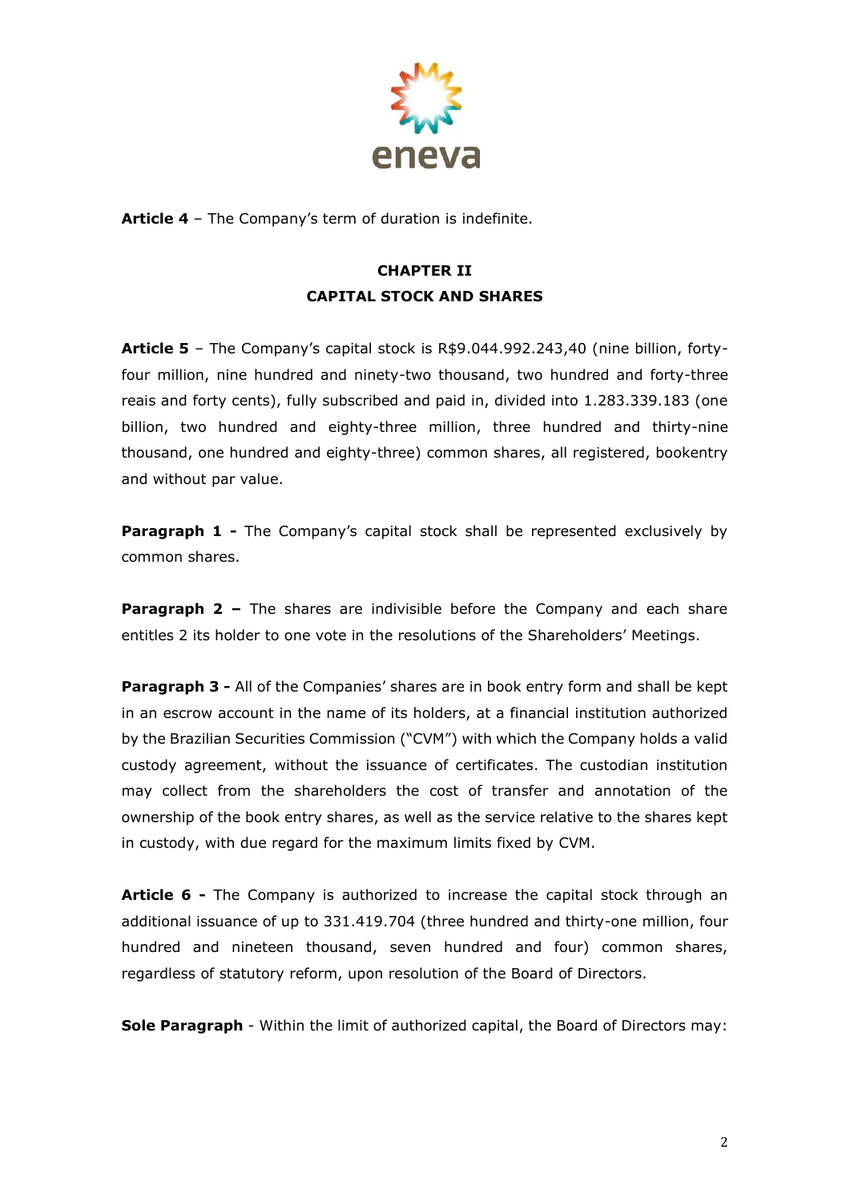**Article 4** – The Company's term of duration is indefinite.

## CHAPTER II
## CAPITAL STOCK AND SHARES

**Article 5** – The Company's capital stock is R$9.044.992.243,40 (nine billion, forty-four million, nine hundred and ninety-two thousand, two hundred and forty-three reais and forty cents), fully subscribed and paid in, divided into 1.283.339.183 (one billion, two hundred and eighty-three million, three hundred and thirty-nine thousand, one hundred and eighty-three) common shares, all registered, bookentry and without par value.

**Paragraph 1 -** The Company's capital stock shall be represented exclusively by common shares.

**Paragraph 2 –** The shares are indivisible before the Company and each share entitles 2 its holder to one vote in the resolutions of the Shareholders' Meetings.

**Paragraph 3 -** All of the Companies' shares are in book entry form and shall be kept in an escrow account in the name of its holders, at a financial institution authorized by the Brazilian Securities Commission ("CVM") with which the Company holds a valid custody agreement, without the issuance of certificates. The custodian institution may collect from the shareholders the cost of transfer and annotation of the ownership of the book entry shares, as well as the service relative to the shares kept in custody, with due regard for the maximum limits fixed by CVM.

**Article 6 -** The Company is authorized to increase the capital stock through an additional issuance of up to 331.419.704 (three hundred and thirty-one million, four hundred and nineteen thousand, seven hundred and four) common shares, regardless of statutory reform, upon resolution of the Board of Directors.

**Sole Paragraph** - Within the limit of authorized capital, the Board of Directors may: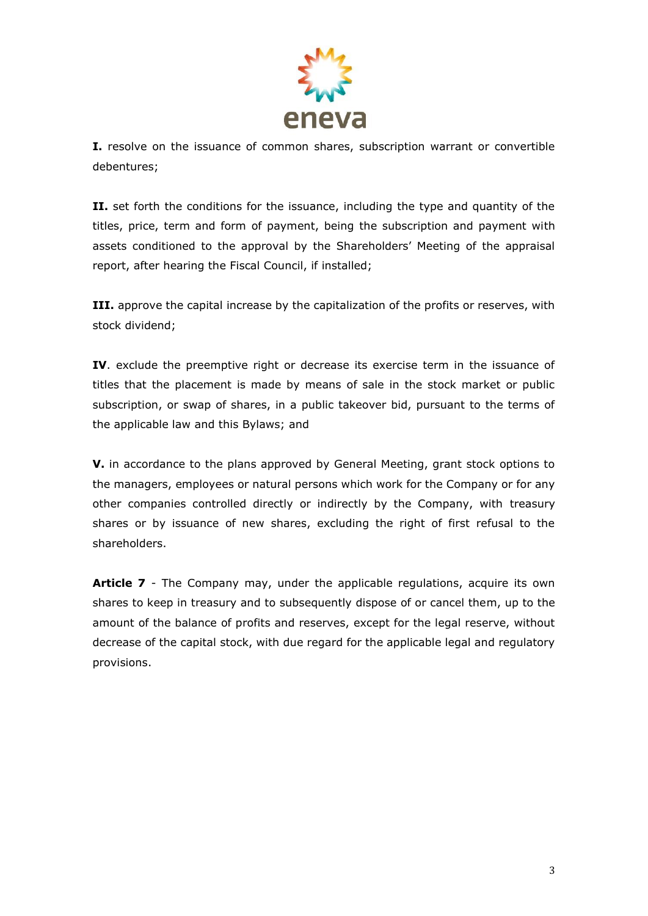**I.** resolve on the issuance of common shares, subscription warrant or convertible debentures;

**II.** set forth the conditions for the issuance, including the type and quantity of the titles, price, term and form of payment, being the subscription and payment with assets conditioned to the approval by the Shareholders' Meeting of the appraisal report, after hearing the Fiscal Council, if installed;

**III.** approve the capital increase by the capitalization of the profits or reserves, with stock dividend;

**IV**. exclude the preemptive right or decrease its exercise term in the issuance of titles that the placement is made by means of sale in the stock market or public subscription, or swap of shares, in a public takeover bid, pursuant to the terms of the applicable law and this Bylaws; and

**V.** in accordance to the plans approved by General Meeting, grant stock options to the managers, employees or natural persons which work for the Company or for any other companies controlled directly or indirectly by the Company, with treasury shares or by issuance of new shares, excluding the right of first refusal to the shareholders.

**Article 7** - The Company may, under the applicable regulations, acquire its own shares to keep in treasury and to subsequently dispose of or cancel them, up to the amount of the balance of profits and reserves, except for the legal reserve, without decrease of the capital stock, with due regard for the applicable legal and regulatory provisions.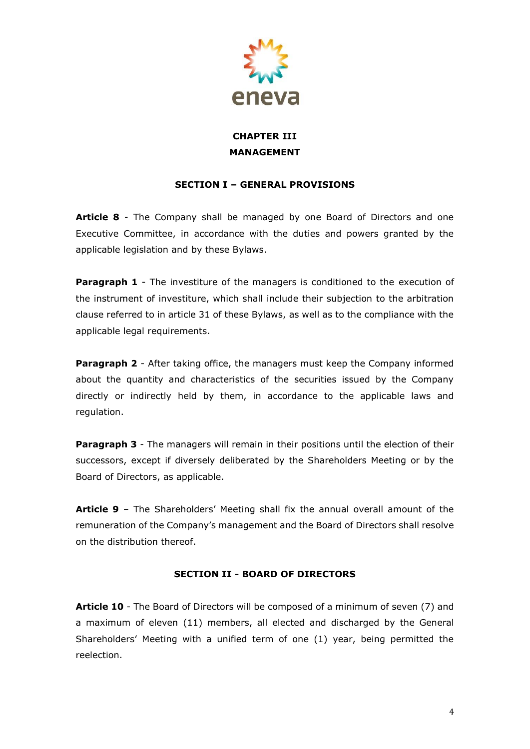**CHAPTER III**
**MANAGEMENT**

**SECTION I – GENERAL PROVISIONS**

**Article 8** - The Company shall be managed by one Board of Directors and one Executive Committee, in accordance with the duties and powers granted by the applicable legislation and by these Bylaws.

**Paragraph 1** - The investiture of the managers is conditioned to the execution of the instrument of investiture, which shall include their subjection to the arbitration clause referred to in article 31 of these Bylaws, as well as to the compliance with the applicable legal requirements.

**Paragraph 2** - After taking office, the managers must keep the Company informed about the quantity and characteristics of the securities issued by the Company directly or indirectly held by them, in accordance to the applicable laws and regulation.

**Paragraph 3** - The managers will remain in their positions until the election of their successors, except if diversely deliberated by the Shareholders Meeting or by the Board of Directors, as applicable.

**Article 9** – The Shareholders' Meeting shall fix the annual overall amount of the remuneration of the Company's management and the Board of Directors shall resolve on the distribution thereof.

**SECTION II - BOARD OF DIRECTORS**

**Article 10** - The Board of Directors will be composed of a minimum of seven (7) and a maximum of eleven (11) members, all elected and discharged by the General Shareholders' Meeting with a unified term of one (1) year, being permitted the reelection.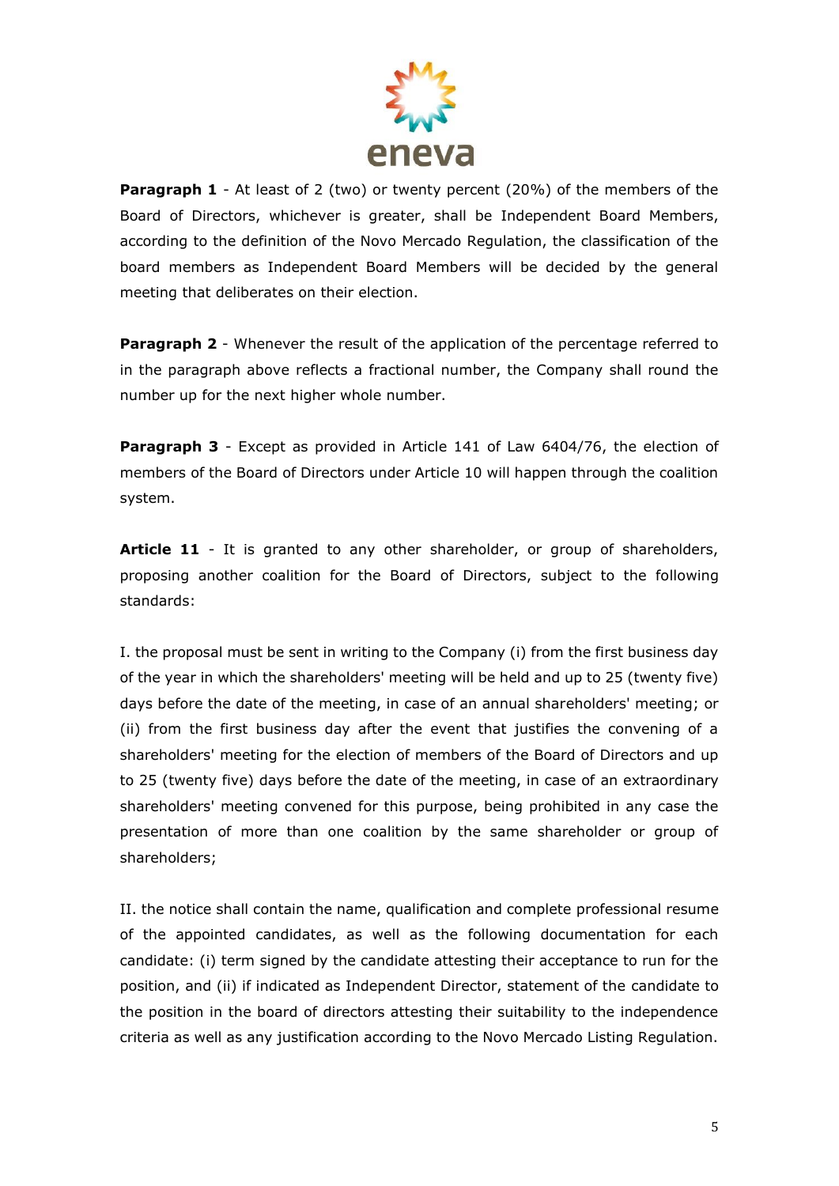**Paragraph 1** - At least of 2 (two) or twenty percent (20%) of the members of the Board of Directors, whichever is greater, shall be Independent Board Members, according to the definition of the Novo Mercado Regulation, the classification of the board members as Independent Board Members will be decided by the general meeting that deliberates on their election.

**Paragraph 2** - Whenever the result of the application of the percentage referred to in the paragraph above reflects a fractional number, the Company shall round the number up for the next higher whole number.

**Paragraph 3** - Except as provided in Article 141 of Law 6404/76, the election of members of the Board of Directors under Article 10 will happen through the coalition system.

**Article 11** - It is granted to any other shareholder, or group of shareholders, proposing another coalition for the Board of Directors, subject to the following standards:

I. the proposal must be sent in writing to the Company (i) from the first business day of the year in which the shareholders' meeting will be held and up to 25 (twenty five) days before the date of the meeting, in case of an annual shareholders' meeting; or (ii) from the first business day after the event that justifies the convening of a shareholders' meeting for the election of members of the Board of Directors and up to 25 (twenty five) days before the date of the meeting, in case of an extraordinary shareholders' meeting convened for this purpose, being prohibited in any case the presentation of more than one coalition by the same shareholder or group of shareholders;

II. the notice shall contain the name, qualification and complete professional resume of the appointed candidates, as well as the following documentation for each candidate: (i) term signed by the candidate attesting their acceptance to run for the position, and (ii) if indicated as Independent Director, statement of the candidate to the position in the board of directors attesting their suitability to the independence criteria as well as any justification according to the Novo Mercado Listing Regulation.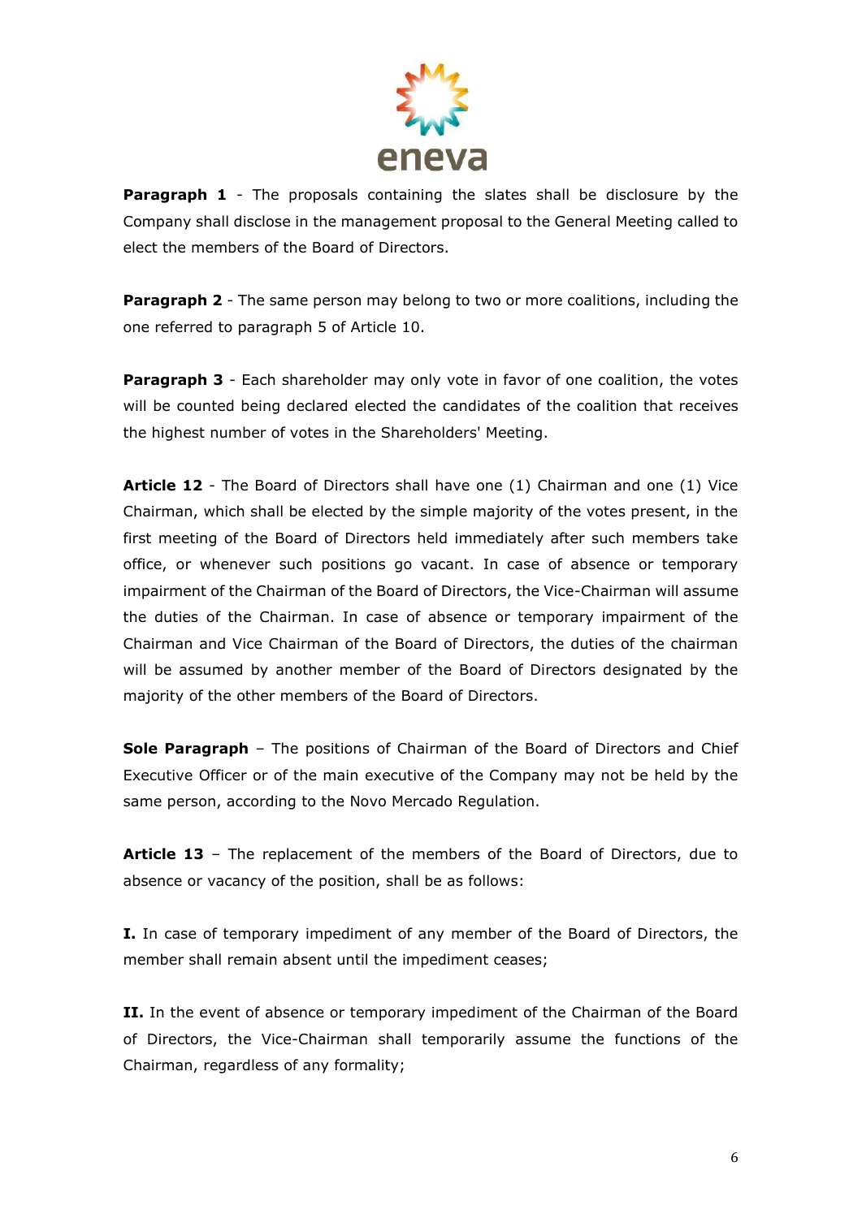**Paragraph 1** - The proposals containing the slates shall be disclosure by the Company shall disclose in the management proposal to the General Meeting called to elect the members of the Board of Directors.

**Paragraph 2** - The same person may belong to two or more coalitions, including the one referred to paragraph 5 of Article 10.

**Paragraph 3** - Each shareholder may only vote in favor of one coalition, the votes will be counted being declared elected the candidates of the coalition that receives the highest number of votes in the Shareholders' Meeting.

**Article 12** - The Board of Directors shall have one (1) Chairman and one (1) Vice Chairman, which shall be elected by the simple majority of the votes present, in the first meeting of the Board of Directors held immediately after such members take office, or whenever such positions go vacant. In case of absence or temporary impairment of the Chairman of the Board of Directors, the Vice-Chairman will assume the duties of the Chairman. In case of absence or temporary impairment of the Chairman and Vice Chairman of the Board of Directors, the duties of the chairman will be assumed by another member of the Board of Directors designated by the majority of the other members of the Board of Directors.

**Sole Paragraph** – The positions of Chairman of the Board of Directors and Chief Executive Officer or of the main executive of the Company may not be held by the same person, according to the Novo Mercado Regulation.

**Article 13** – The replacement of the members of the Board of Directors, due to absence or vacancy of the position, shall be as follows:

**I.** In case of temporary impediment of any member of the Board of Directors, the member shall remain absent until the impediment ceases;

**II.** In the event of absence or temporary impediment of the Chairman of the Board of Directors, the Vice-Chairman shall temporarily assume the functions of the Chairman, regardless of any formality;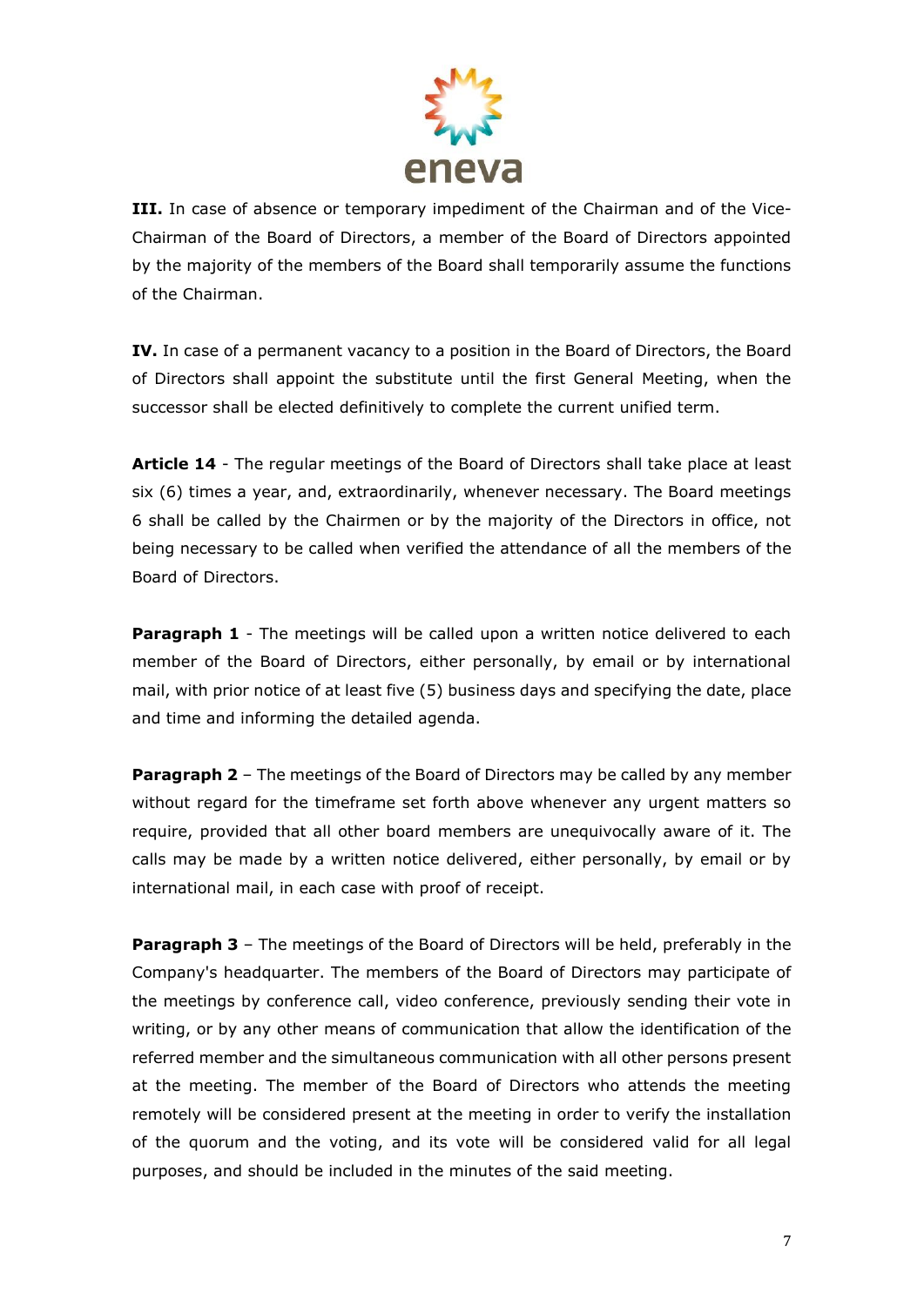**III.** In case of absence or temporary impediment of the Chairman and of the Vice-Chairman of the Board of Directors, a member of the Board of Directors appointed by the majority of the members of the Board shall temporarily assume the functions of the Chairman.

**IV.** In case of a permanent vacancy to a position in the Board of Directors, the Board of Directors shall appoint the substitute until the first General Meeting, when the successor shall be elected definitively to complete the current unified term.

**Article 14** - The regular meetings of the Board of Directors shall take place at least six (6) times a year, and, extraordinarily, whenever necessary. The Board meetings 6 shall be called by the Chairmen or by the majority of the Directors in office, not being necessary to be called when verified the attendance of all the members of the Board of Directors.

**Paragraph 1** - The meetings will be called upon a written notice delivered to each member of the Board of Directors, either personally, by email or by international mail, with prior notice of at least five (5) business days and specifying the date, place and time and informing the detailed agenda.

**Paragraph 2** – The meetings of the Board of Directors may be called by any member without regard for the timeframe set forth above whenever any urgent matters so require, provided that all other board members are unequivocally aware of it. The calls may be made by a written notice delivered, either personally, by email or by international mail, in each case with proof of receipt.

**Paragraph 3** – The meetings of the Board of Directors will be held, preferably in the Company's headquarter. The members of the Board of Directors may participate of the meetings by conference call, video conference, previously sending their vote in writing, or by any other means of communication that allow the identification of the referred member and the simultaneous communication with all other persons present at the meeting. The member of the Board of Directors who attends the meeting remotely will be considered present at the meeting in order to verify the installation of the quorum and the voting, and its vote will be considered valid for all legal purposes, and should be included in the minutes of the said meeting.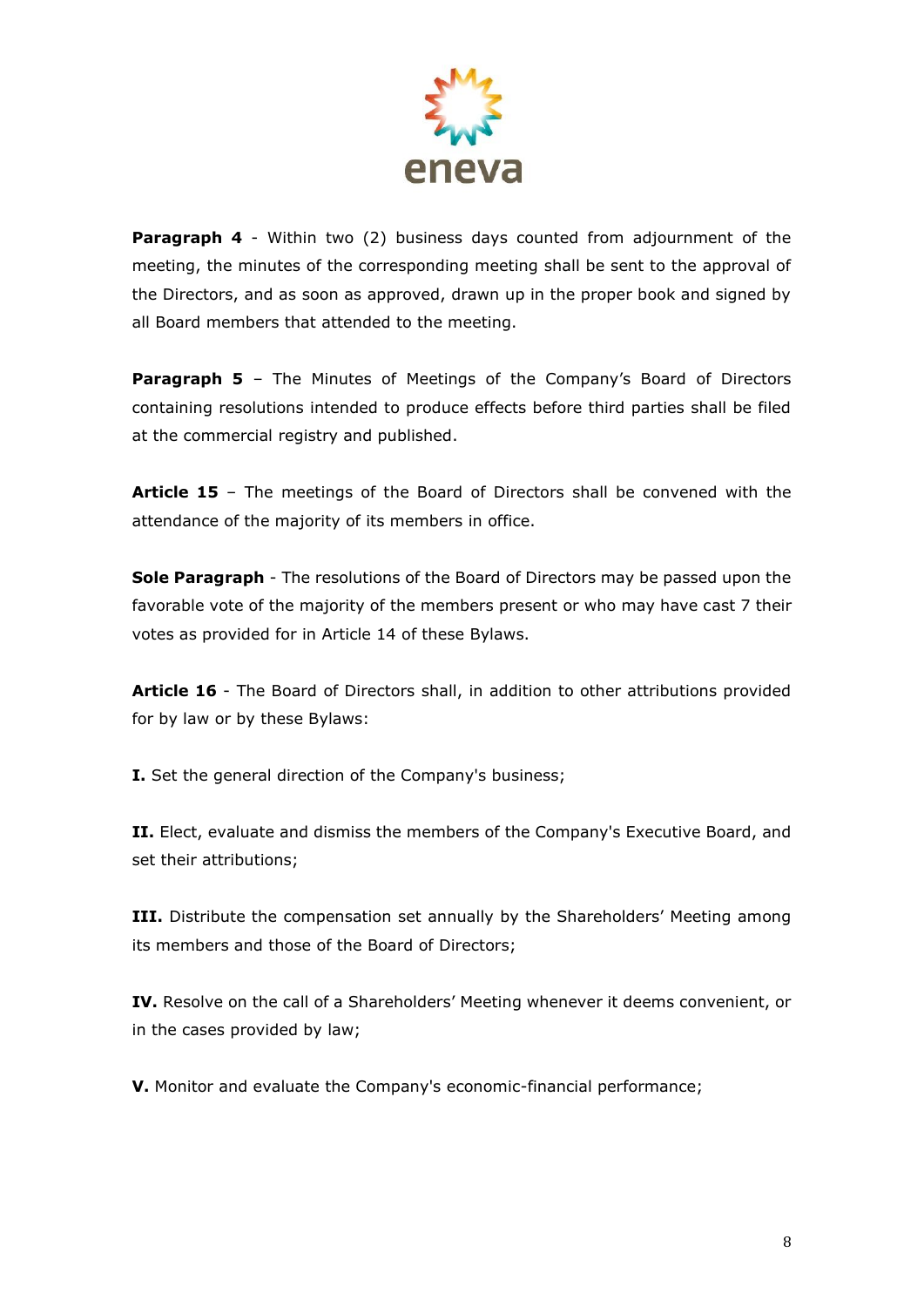**Paragraph 4** - Within two (2) business days counted from adjournment of the meeting, the minutes of the corresponding meeting shall be sent to the approval of the Directors, and as soon as approved, drawn up in the proper book and signed by all Board members that attended to the meeting.

**Paragraph 5** – The Minutes of Meetings of the Company's Board of Directors containing resolutions intended to produce effects before third parties shall be filed at the commercial registry and published.

**Article 15** – The meetings of the Board of Directors shall be convened with the attendance of the majority of its members in office.

**Sole Paragraph** - The resolutions of the Board of Directors may be passed upon the favorable vote of the majority of the members present or who may have cast 7 their votes as provided for in Article 14 of these Bylaws.

**Article 16** - The Board of Directors shall, in addition to other attributions provided for by law or by these Bylaws:

**I.** Set the general direction of the Company's business;

**II.** Elect, evaluate and dismiss the members of the Company's Executive Board, and set their attributions;

**III.** Distribute the compensation set annually by the Shareholders' Meeting among its members and those of the Board of Directors;

**IV.** Resolve on the call of a Shareholders' Meeting whenever it deems convenient, or in the cases provided by law;

**V.** Monitor and evaluate the Company's economic-financial performance;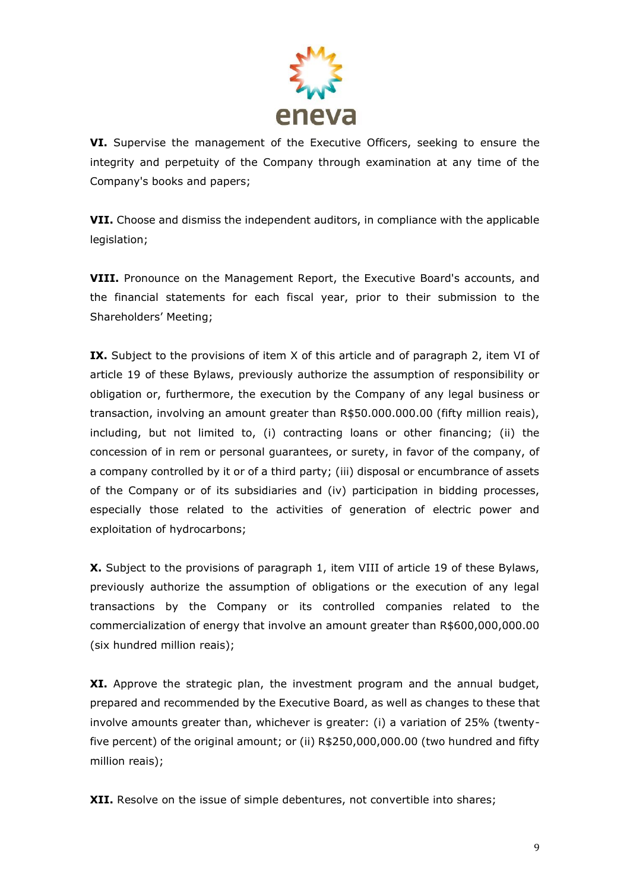**VI.** Supervise the management of the Executive Officers, seeking to ensure the integrity and perpetuity of the Company through examination at any time of the Company's books and papers;

**VII.** Choose and dismiss the independent auditors, in compliance with the applicable legislation;

**VIII.** Pronounce on the Management Report, the Executive Board's accounts, and the financial statements for each fiscal year, prior to their submission to the Shareholders' Meeting;

**IX.** Subject to the provisions of item X of this article and of paragraph 2, item VI of article 19 of these Bylaws, previously authorize the assumption of responsibility or obligation or, furthermore, the execution by the Company of any legal business or transaction, involving an amount greater than R$50.000.000.00 (fifty million reais), including, but not limited to, (i) contracting loans or other financing; (ii) the concession of in rem or personal guarantees, or surety, in favor of the company, of a company controlled by it or of a third party; (iii) disposal or encumbrance of assets of the Company or of its subsidiaries and (iv) participation in bidding processes, especially those related to the activities of generation of electric power and exploitation of hydrocarbons;

**X.** Subject to the provisions of paragraph 1, item VIII of article 19 of these Bylaws, previously authorize the assumption of obligations or the execution of any legal transactions by the Company or its controlled companies related to the commercialization of energy that involve an amount greater than R$600,000,000.00 (six hundred million reais);

**XI.** Approve the strategic plan, the investment program and the annual budget, prepared and recommended by the Executive Board, as well as changes to these that involve amounts greater than, whichever is greater: (i) a variation of 25% (twenty-five percent) of the original amount; or (ii) R$250,000,000.00 (two hundred and fifty million reais);

**XII.** Resolve on the issue of simple debentures, not convertible into shares;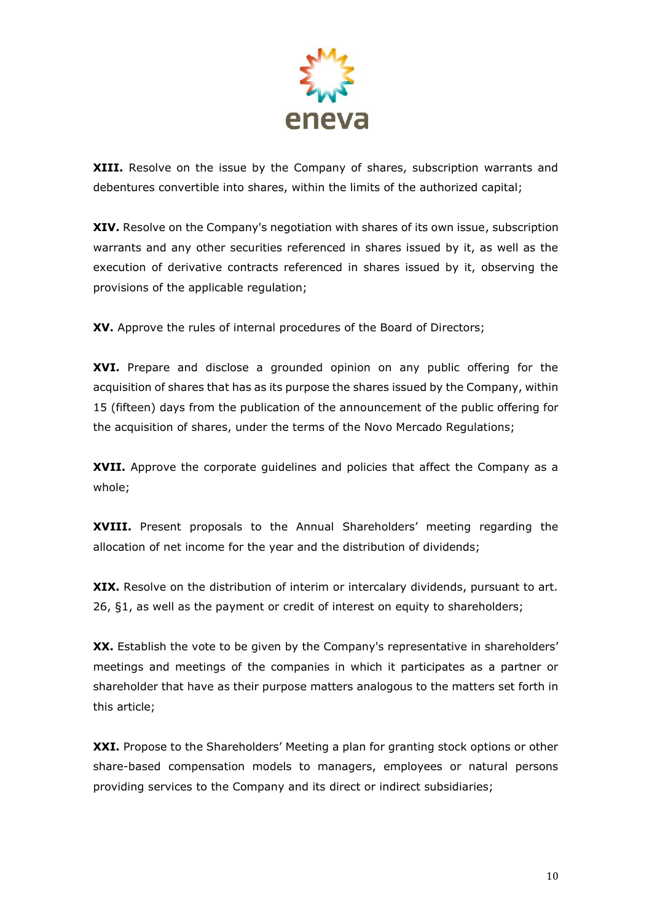**XIII.** Resolve on the issue by the Company of shares, subscription warrants and debentures convertible into shares, within the limits of the authorized capital;

**XIV.** Resolve on the Company's negotiation with shares of its own issue, subscription warrants and any other securities referenced in shares issued by it, as well as the execution of derivative contracts referenced in shares issued by it, observing the provisions of the applicable regulation;

**XV.** Approve the rules of internal procedures of the Board of Directors;

**XVI.** Prepare and disclose a grounded opinion on any public offering for the acquisition of shares that has as its purpose the shares issued by the Company, within 15 (fifteen) days from the publication of the announcement of the public offering for the acquisition of shares, under the terms of the Novo Mercado Regulations;

**XVII.** Approve the corporate guidelines and policies that affect the Company as a whole;

**XVIII.** Present proposals to the Annual Shareholders' meeting regarding the allocation of net income for the year and the distribution of dividends;

**XIX.** Resolve on the distribution of interim or intercalary dividends, pursuant to art. 26, §1, as well as the payment or credit of interest on equity to shareholders;

**XX.** Establish the vote to be given by the Company's representative in shareholders' meetings and meetings of the companies in which it participates as a partner or shareholder that have as their purpose matters analogous to the matters set forth in this article;

**XXI.** Propose to the Shareholders' Meeting a plan for granting stock options or other share-based compensation models to managers, employees or natural persons providing services to the Company and its direct or indirect subsidiaries;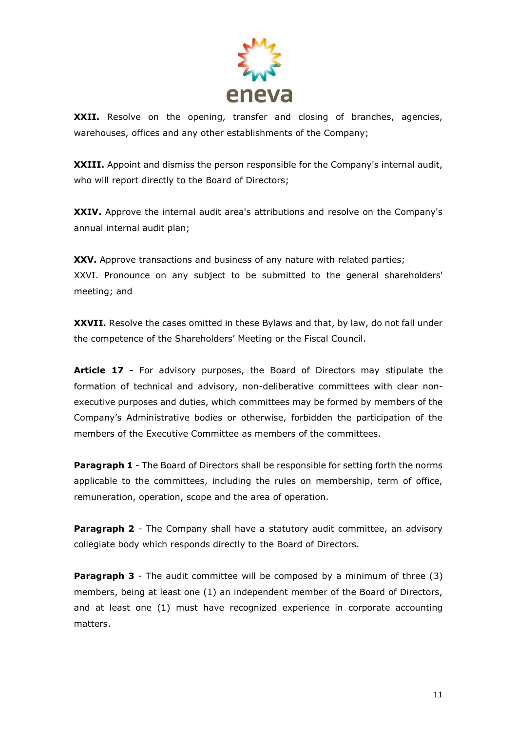**XXII.** Resolve on the opening, transfer and closing of branches, agencies, warehouses, offices and any other establishments of the Company;

**XXIII.** Appoint and dismiss the person responsible for the Company's internal audit, who will report directly to the Board of Directors;

**XXIV.** Approve the internal audit area's attributions and resolve on the Company's annual internal audit plan;

**XXV.** Approve transactions and business of any nature with related parties;
XXVI. Pronounce on any subject to be submitted to the general shareholders' meeting; and

**XXVII.** Resolve the cases omitted in these Bylaws and that, by law, do not fall under the competence of the Shareholders' Meeting or the Fiscal Council.

**Article 17** - For advisory purposes, the Board of Directors may stipulate the formation of technical and advisory, non-deliberative committees with clear non-executive purposes and duties, which committees may be formed by members of the Company's Administrative bodies or otherwise, forbidden the participation of the members of the Executive Committee as members of the committees.

**Paragraph 1** - The Board of Directors shall be responsible for setting forth the norms applicable to the committees, including the rules on membership, term of office, remuneration, operation, scope and the area of operation.

**Paragraph 2** - The Company shall have a statutory audit committee, an advisory collegiate body which responds directly to the Board of Directors.

**Paragraph 3** - The audit committee will be composed by a minimum of three (3) members, being at least one (1) an independent member of the Board of Directors, and at least one (1) must have recognized experience in corporate accounting matters.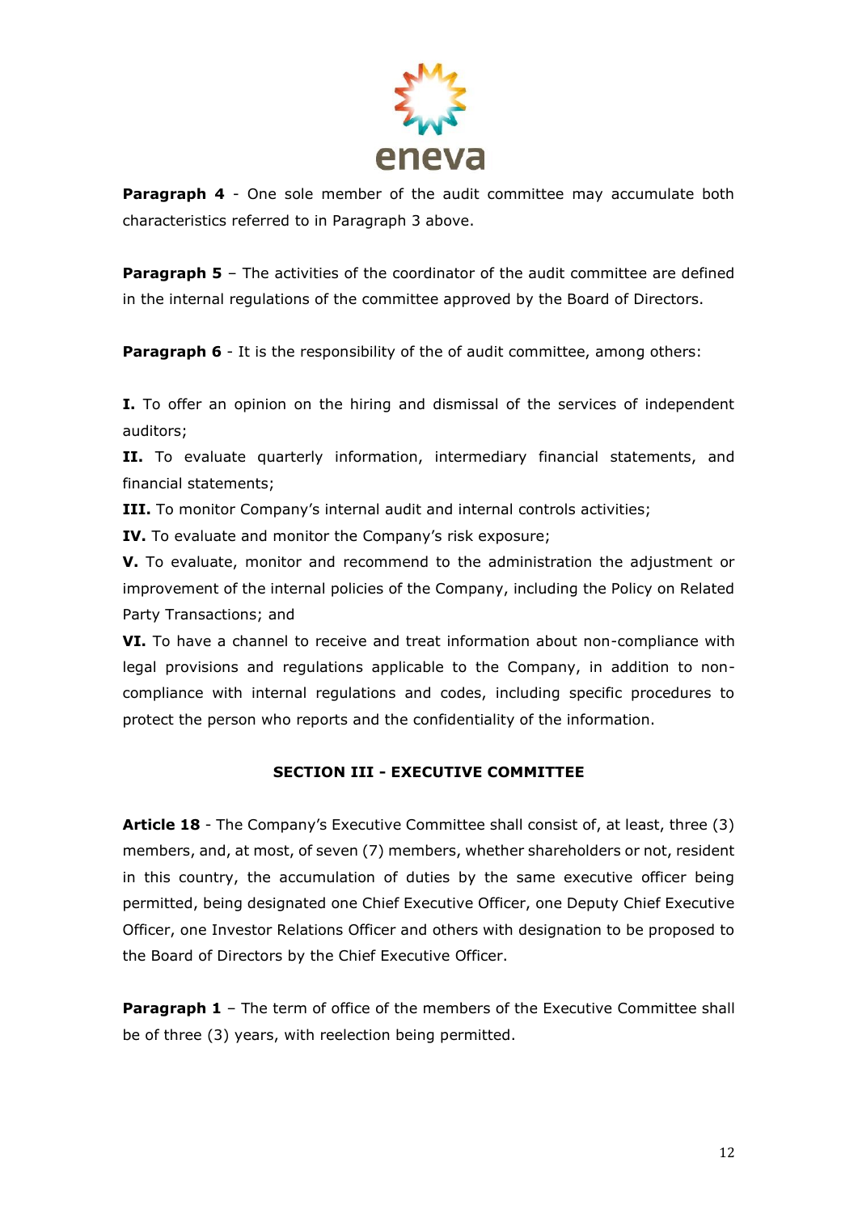**Paragraph 4** - One sole member of the audit committee may accumulate both characteristics referred to in Paragraph 3 above.

**Paragraph 5** – The activities of the coordinator of the audit committee are defined in the internal regulations of the committee approved by the Board of Directors.

**Paragraph 6** - It is the responsibility of the of audit committee, among others:

**I.** To offer an opinion on the hiring and dismissal of the services of independent auditors;
**II.** To evaluate quarterly information, intermediary financial statements, and financial statements;
**III.** To monitor Company's internal audit and internal controls activities;
**IV.** To evaluate and monitor the Company's risk exposure;
**V.** To evaluate, monitor and recommend to the administration the adjustment or improvement of the internal policies of the Company, including the Policy on Related Party Transactions; and
**VI.** To have a channel to receive and treat information about non-compliance with legal provisions and regulations applicable to the Company, in addition to non-compliance with internal regulations and codes, including specific procedures to protect the person who reports and the confidentiality of the information.

## SECTION III - EXECUTIVE COMMITTEE

**Article 18** - The Company's Executive Committee shall consist of, at least, three (3) members, and, at most, of seven (7) members, whether shareholders or not, resident in this country, the accumulation of duties by the same executive officer being permitted, being designated one Chief Executive Officer, one Deputy Chief Executive Officer, one Investor Relations Officer and others with designation to be proposed to the Board of Directors by the Chief Executive Officer.

**Paragraph 1** – The term of office of the members of the Executive Committee shall be of three (3) years, with reelection being permitted.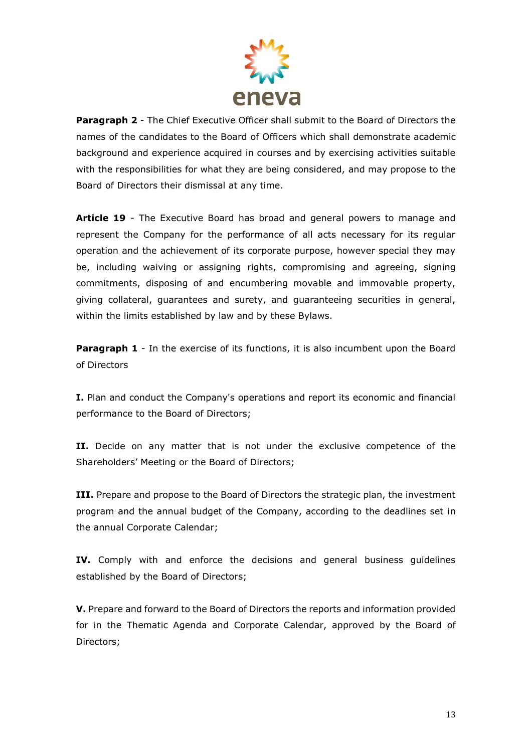**Paragraph 2** - The Chief Executive Officer shall submit to the Board of Directors the names of the candidates to the Board of Officers which shall demonstrate academic background and experience acquired in courses and by exercising activities suitable with the responsibilities for what they are being considered, and may propose to the Board of Directors their dismissal at any time.

**Article 19** - The Executive Board has broad and general powers to manage and represent the Company for the performance of all acts necessary for its regular operation and the achievement of its corporate purpose, however special they may be, including waiving or assigning rights, compromising and agreeing, signing commitments, disposing of and encumbering movable and immovable property, giving collateral, guarantees and surety, and guaranteeing securities in general, within the limits established by law and by these Bylaws.

**Paragraph 1** - In the exercise of its functions, it is also incumbent upon the Board of Directors

**I.** Plan and conduct the Company's operations and report its economic and financial performance to the Board of Directors;

**II.** Decide on any matter that is not under the exclusive competence of the Shareholders' Meeting or the Board of Directors;

**III.** Prepare and propose to the Board of Directors the strategic plan, the investment program and the annual budget of the Company, according to the deadlines set in the annual Corporate Calendar;

**IV.** Comply with and enforce the decisions and general business guidelines established by the Board of Directors;

**V.** Prepare and forward to the Board of Directors the reports and information provided for in the Thematic Agenda and Corporate Calendar, approved by the Board of Directors;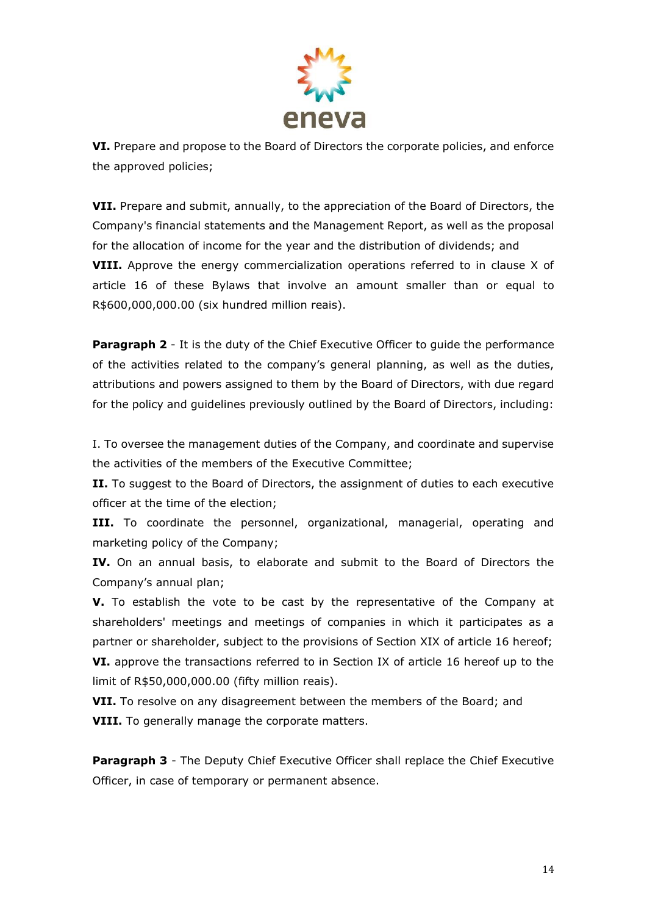**VI.** Prepare and propose to the Board of Directors the corporate policies, and enforce the approved policies;

**VII.** Prepare and submit, annually, to the appreciation of the Board of Directors, the Company's financial statements and the Management Report, as well as the proposal for the allocation of income for the year and the distribution of dividends; and
**VIII.** Approve the energy commercialization operations referred to in clause X of article 16 of these Bylaws that involve an amount smaller than or equal to R$600,000,000.00 (six hundred million reais).

**Paragraph 2** - It is the duty of the Chief Executive Officer to guide the performance of the activities related to the company's general planning, as well as the duties, attributions and powers assigned to them by the Board of Directors, with due regard for the policy and guidelines previously outlined by the Board of Directors, including:

I. To oversee the management duties of the Company, and coordinate and supervise the activities of the members of the Executive Committee;
**II.** To suggest to the Board of Directors, the assignment of duties to each executive officer at the time of the election;
**III.** To coordinate the personnel, organizational, managerial, operating and marketing policy of the Company;
**IV.** On an annual basis, to elaborate and submit to the Board of Directors the Company's annual plan;
**V.** To establish the vote to be cast by the representative of the Company at shareholders' meetings and meetings of companies in which it participates as a partner or shareholder, subject to the provisions of Section XIX of article 16 hereof;
**VI.** approve the transactions referred to in Section IX of article 16 hereof up to the limit of R$50,000,000.00 (fifty million reais).
**VII.** To resolve on any disagreement between the members of the Board; and
**VIII.** To generally manage the corporate matters.

**Paragraph 3** - The Deputy Chief Executive Officer shall replace the Chief Executive Officer, in case of temporary or permanent absence.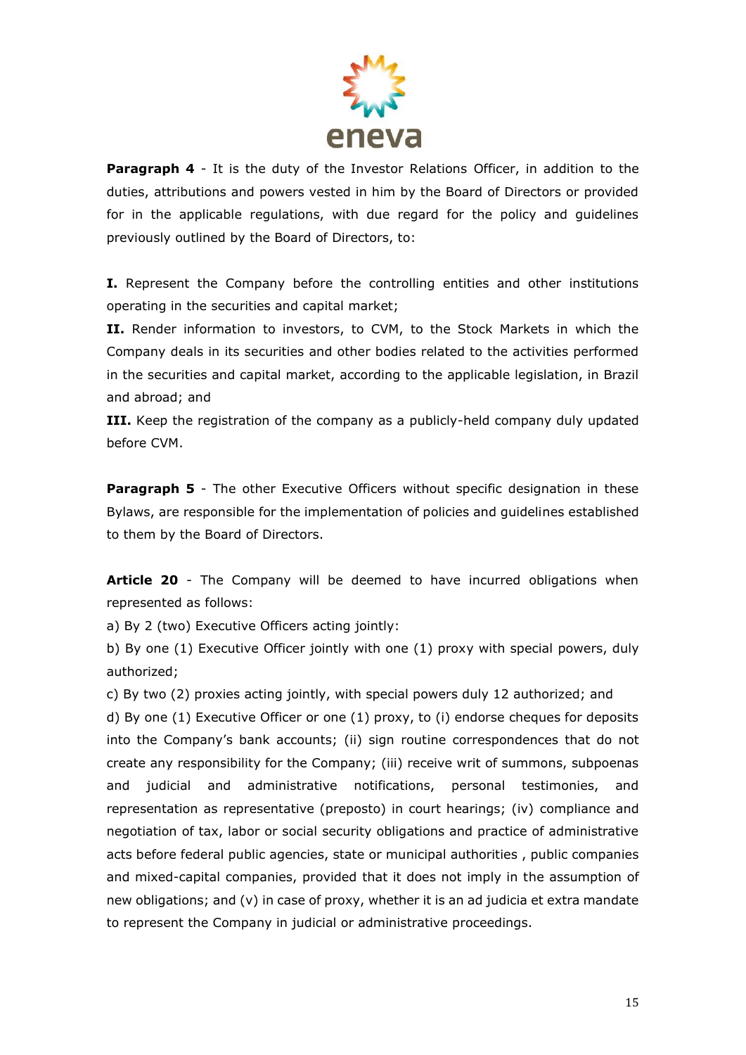**Paragraph 4** - It is the duty of the Investor Relations Officer, in addition to the duties, attributions and powers vested in him by the Board of Directors or provided for in the applicable regulations, with due regard for the policy and guidelines previously outlined by the Board of Directors, to:

**I.** Represent the Company before the controlling entities and other institutions operating in the securities and capital market;

**II.** Render information to investors, to CVM, to the Stock Markets in which the Company deals in its securities and other bodies related to the activities performed in the securities and capital market, according to the applicable legislation, in Brazil and abroad; and

**III.** Keep the registration of the company as a publicly-held company duly updated before CVM.

**Paragraph 5** - The other Executive Officers without specific designation in these Bylaws, are responsible for the implementation of policies and guidelines established to them by the Board of Directors.

**Article 20** - The Company will be deemed to have incurred obligations when represented as follows:

a) By 2 (two) Executive Officers acting jointly:

b) By one (1) Executive Officer jointly with one (1) proxy with special powers, duly authorized;

c) By two (2) proxies acting jointly, with special powers duly 12 authorized; and

d) By one (1) Executive Officer or one (1) proxy, to (i) endorse cheques for deposits into the Company's bank accounts; (ii) sign routine correspondences that do not create any responsibility for the Company; (iii) receive writ of summons, subpoenas and judicial and administrative notifications, personal testimonies, and representation as representative (preposto) in court hearings; (iv) compliance and negotiation of tax, labor or social security obligations and practice of administrative acts before federal public agencies, state or municipal authorities , public companies and mixed-capital companies, provided that it does not imply in the assumption of new obligations; and (v) in case of proxy, whether it is an ad judicia et extra mandate to represent the Company in judicial or administrative proceedings.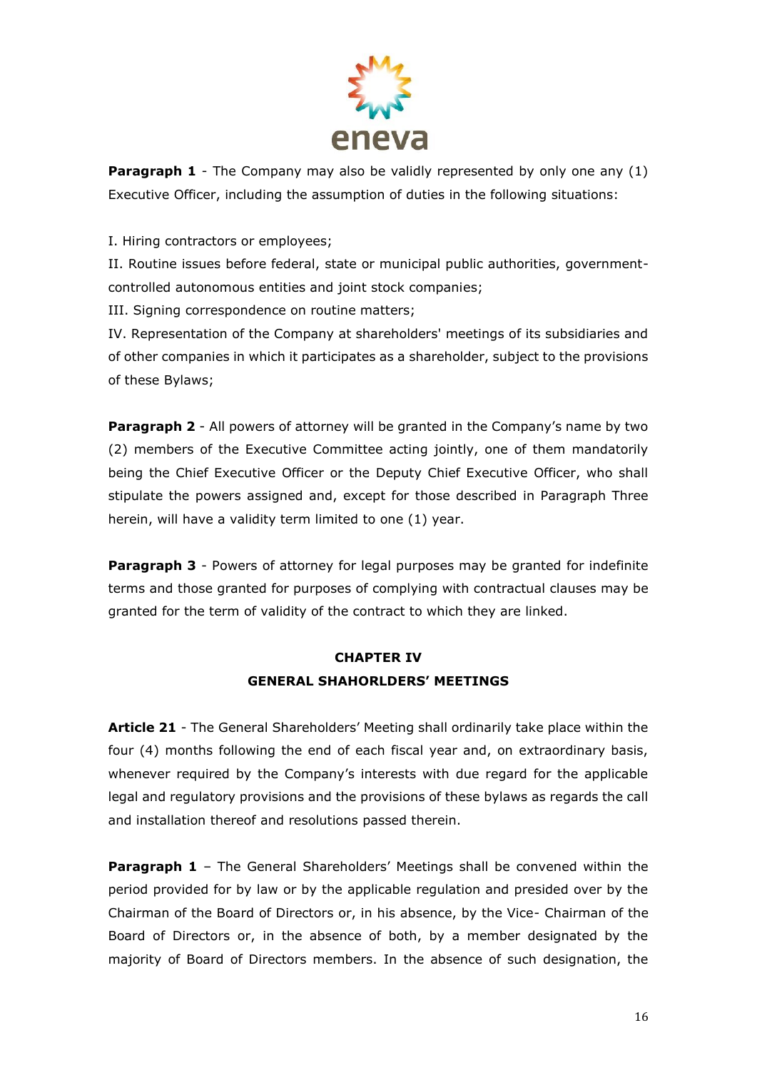**Paragraph 1** - The Company may also be validly represented by only one any (1) Executive Officer, including the assumption of duties in the following situations:

I. Hiring contractors or employees;
II. Routine issues before federal, state or municipal public authorities, government-controlled autonomous entities and joint stock companies;
III. Signing correspondence on routine matters;
IV. Representation of the Company at shareholders' meetings of its subsidiaries and of other companies in which it participates as a shareholder, subject to the provisions of these Bylaws;

**Paragraph 2** - All powers of attorney will be granted in the Company's name by two (2) members of the Executive Committee acting jointly, one of them mandatorily being the Chief Executive Officer or the Deputy Chief Executive Officer, who shall stipulate the powers assigned and, except for those described in Paragraph Three herein, will have a validity term limited to one (1) year.

**Paragraph 3** - Powers of attorney for legal purposes may be granted for indefinite terms and those granted for purposes of complying with contractual clauses may be granted for the term of validity of the contract to which they are linked.

## CHAPTER IV
## GENERAL SHAHORLDERS' MEETINGS

**Article 21** - The General Shareholders' Meeting shall ordinarily take place within the four (4) months following the end of each fiscal year and, on extraordinary basis, whenever required by the Company's interests with due regard for the applicable legal and regulatory provisions and the provisions of these bylaws as regards the call and installation thereof and resolutions passed therein.

**Paragraph 1** – The General Shareholders' Meetings shall be convened within the period provided for by law or by the applicable regulation and presided over by the Chairman of the Board of Directors or, in his absence, by the Vice- Chairman of the Board of Directors or, in the absence of both, by a member designated by the majority of Board of Directors members. In the absence of such designation, the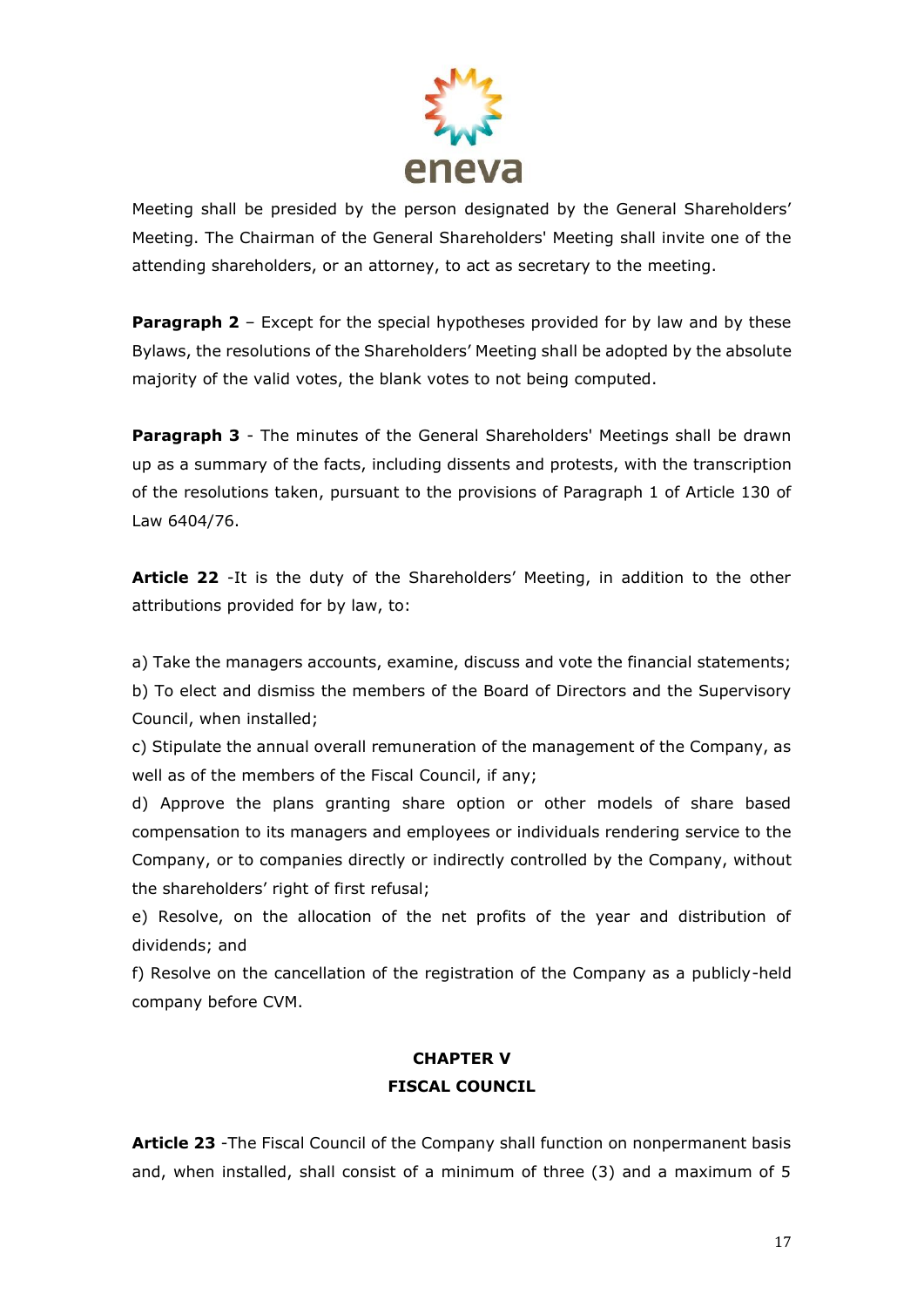Meeting shall be presided by the person designated by the General Shareholders' Meeting. The Chairman of the General Shareholders' Meeting shall invite one of the attending shareholders, or an attorney, to act as secretary to the meeting.

**Paragraph 2** – Except for the special hypotheses provided for by law and by these Bylaws, the resolutions of the Shareholders' Meeting shall be adopted by the absolute majority of the valid votes, the blank votes to not being computed.

**Paragraph 3** - The minutes of the General Shareholders' Meetings shall be drawn up as a summary of the facts, including dissents and protests, with the transcription of the resolutions taken, pursuant to the provisions of Paragraph 1 of Article 130 of Law 6404/76.

**Article 22** -It is the duty of the Shareholders' Meeting, in addition to the other attributions provided for by law, to:

a) Take the managers accounts, examine, discuss and vote the financial statements;
b) To elect and dismiss the members of the Board of Directors and the Supervisory Council, when installed;
c) Stipulate the annual overall remuneration of the management of the Company, as well as of the members of the Fiscal Council, if any;
d) Approve the plans granting share option or other models of share based compensation to its managers and employees or individuals rendering service to the Company, or to companies directly or indirectly controlled by the Company, without the shareholders' right of first refusal;
e) Resolve, on the allocation of the net profits of the year and distribution of dividends; and
f) Resolve on the cancellation of the registration of the Company as a publicly-held company before CVM.

## CHAPTER V
## FISCAL COUNCIL

**Article 23** -The Fiscal Council of the Company shall function on nonpermanent basis and, when installed, shall consist of a minimum of three (3) and a maximum of 5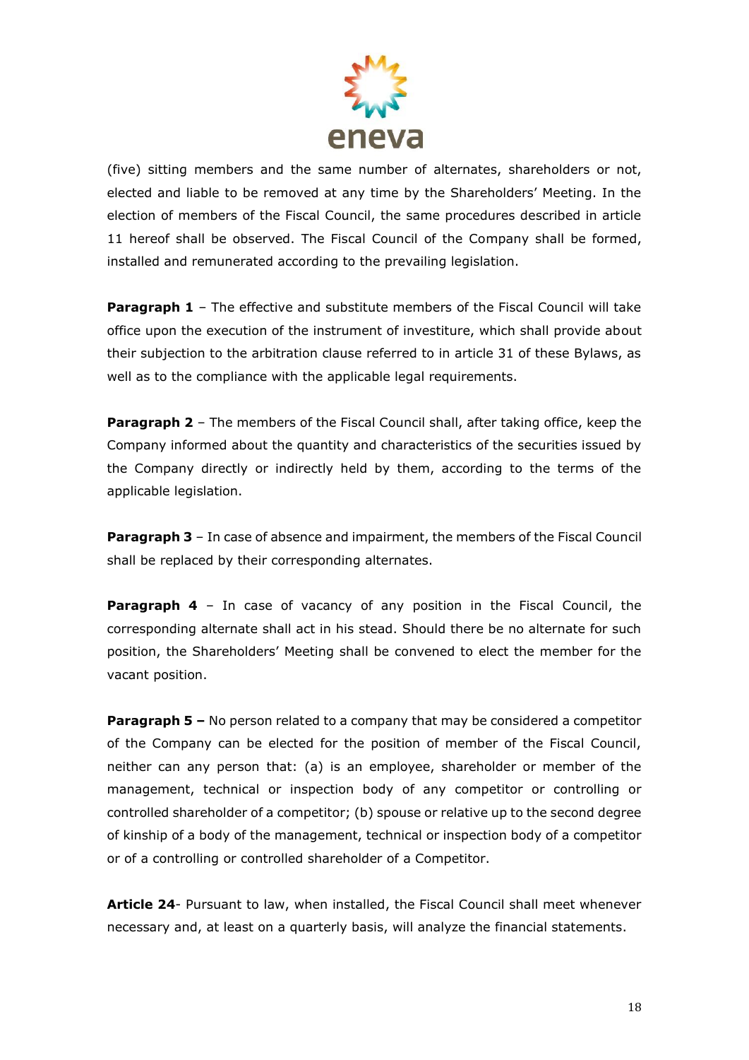(five) sitting members and the same number of alternates, shareholders or not, elected and liable to be removed at any time by the Shareholders' Meeting. In the election of members of the Fiscal Council, the same procedures described in article 11 hereof shall be observed. The Fiscal Council of the Company shall be formed, installed and remunerated according to the prevailing legislation.

**Paragraph 1** – The effective and substitute members of the Fiscal Council will take office upon the execution of the instrument of investiture, which shall provide about their subjection to the arbitration clause referred to in article 31 of these Bylaws, as well as to the compliance with the applicable legal requirements.

**Paragraph 2** – The members of the Fiscal Council shall, after taking office, keep the Company informed about the quantity and characteristics of the securities issued by the Company directly or indirectly held by them, according to the terms of the applicable legislation.

**Paragraph 3** – In case of absence and impairment, the members of the Fiscal Council shall be replaced by their corresponding alternates.

**Paragraph 4** – In case of vacancy of any position in the Fiscal Council, the corresponding alternate shall act in his stead. Should there be no alternate for such position, the Shareholders' Meeting shall be convened to elect the member for the vacant position.

**Paragraph 5 –** No person related to a company that may be considered a competitor of the Company can be elected for the position of member of the Fiscal Council, neither can any person that: (a) is an employee, shareholder or member of the management, technical or inspection body of any competitor or controlling or controlled shareholder of a competitor; (b) spouse or relative up to the second degree of kinship of a body of the management, technical or inspection body of a competitor or of a controlling or controlled shareholder of a Competitor.

**Article 24**- Pursuant to law, when installed, the Fiscal Council shall meet whenever necessary and, at least on a quarterly basis, will analyze the financial statements.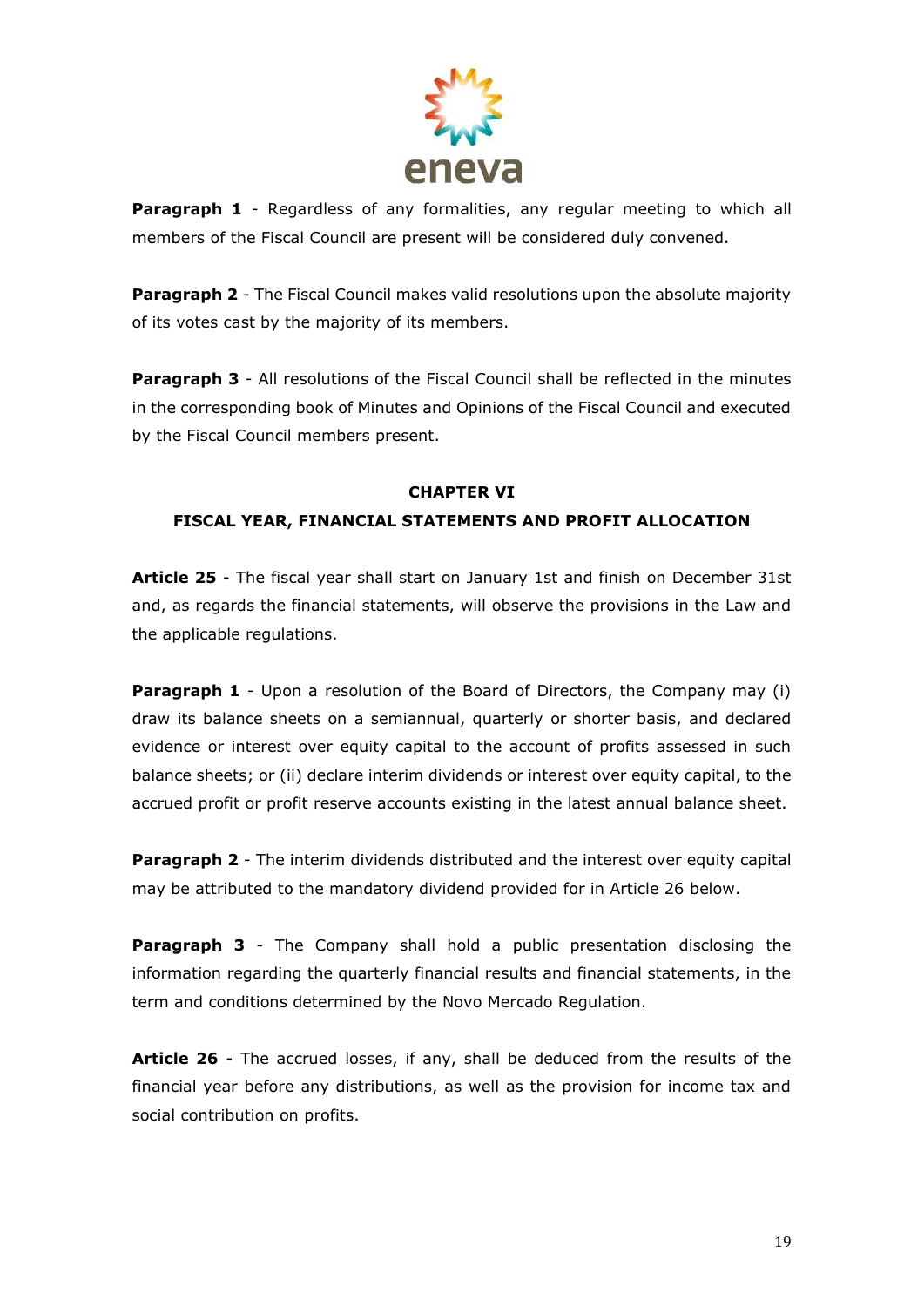**Paragraph 1** - Regardless of any formalities, any regular meeting to which all members of the Fiscal Council are present will be considered duly convened.

**Paragraph 2** - The Fiscal Council makes valid resolutions upon the absolute majority of its votes cast by the majority of its members.

**Paragraph 3** - All resolutions of the Fiscal Council shall be reflected in the minutes in the corresponding book of Minutes and Opinions of the Fiscal Council and executed by the Fiscal Council members present.

## CHAPTER VI
## FISCAL YEAR, FINANCIAL STATEMENTS AND PROFIT ALLOCATION

**Article 25** - The fiscal year shall start on January 1st and finish on December 31st and, as regards the financial statements, will observe the provisions in the Law and the applicable regulations.

**Paragraph 1** - Upon a resolution of the Board of Directors, the Company may (i) draw its balance sheets on a semiannual, quarterly or shorter basis, and declared evidence or interest over equity capital to the account of profits assessed in such balance sheets; or (ii) declare interim dividends or interest over equity capital, to the accrued profit or profit reserve accounts existing in the latest annual balance sheet.

**Paragraph 2** - The interim dividends distributed and the interest over equity capital may be attributed to the mandatory dividend provided for in Article 26 below.

**Paragraph 3** - The Company shall hold a public presentation disclosing the information regarding the quarterly financial results and financial statements, in the term and conditions determined by the Novo Mercado Regulation.

**Article 26** - The accrued losses, if any, shall be deducted from the results of the financial year before any distributions, as well as the provision for income tax and social contribution on profits.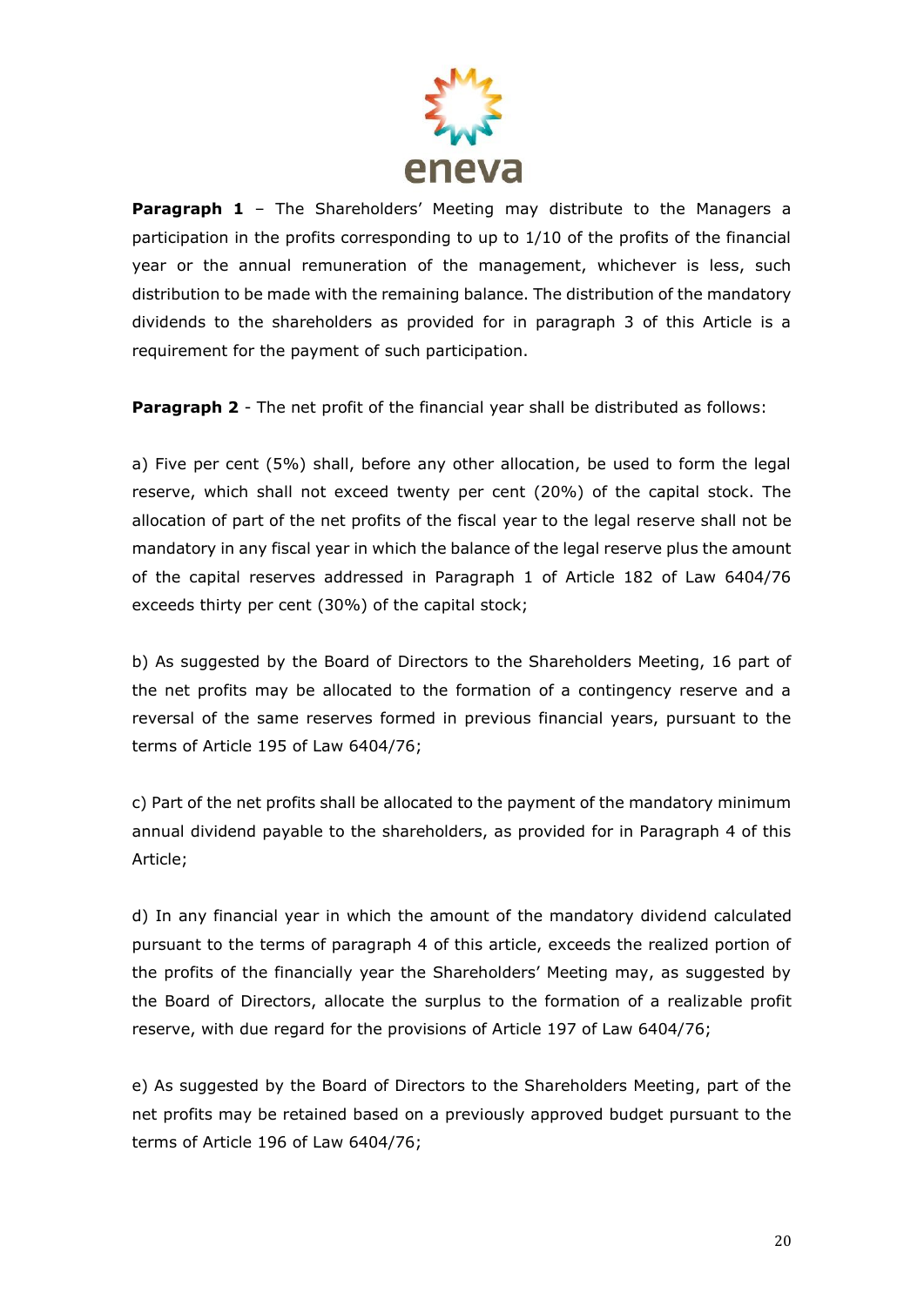**Paragraph 1** – The Shareholders' Meeting may distribute to the Managers a participation in the profits corresponding to up to 1/10 of the profits of the financial year or the annual remuneration of the management, whichever is less, such distribution to be made with the remaining balance. The distribution of the mandatory dividends to the shareholders as provided for in paragraph 3 of this Article is a requirement for the payment of such participation.

**Paragraph 2** - The net profit of the financial year shall be distributed as follows:

a) Five per cent (5%) shall, before any other allocation, be used to form the legal reserve, which shall not exceed twenty per cent (20%) of the capital stock. The allocation of part of the net profits of the fiscal year to the legal reserve shall not be mandatory in any fiscal year in which the balance of the legal reserve plus the amount of the capital reserves addressed in Paragraph 1 of Article 182 of Law 6404/76 exceeds thirty per cent (30%) of the capital stock;

b) As suggested by the Board of Directors to the Shareholders Meeting, 16 part of the net profits may be allocated to the formation of a contingency reserve and a reversal of the same reserves formed in previous financial years, pursuant to the terms of Article 195 of Law 6404/76;

c) Part of the net profits shall be allocated to the payment of the mandatory minimum annual dividend payable to the shareholders, as provided for in Paragraph 4 of this Article;

d) In any financial year in which the amount of the mandatory dividend calculated pursuant to the terms of paragraph 4 of this article, exceeds the realized portion of the profits of the financially year the Shareholders' Meeting may, as suggested by the Board of Directors, allocate the surplus to the formation of a realizable profit reserve, with due regard for the provisions of Article 197 of Law 6404/76;

e) As suggested by the Board of Directors to the Shareholders Meeting, part of the net profits may be retained based on a previously approved budget pursuant to the terms of Article 196 of Law 6404/76;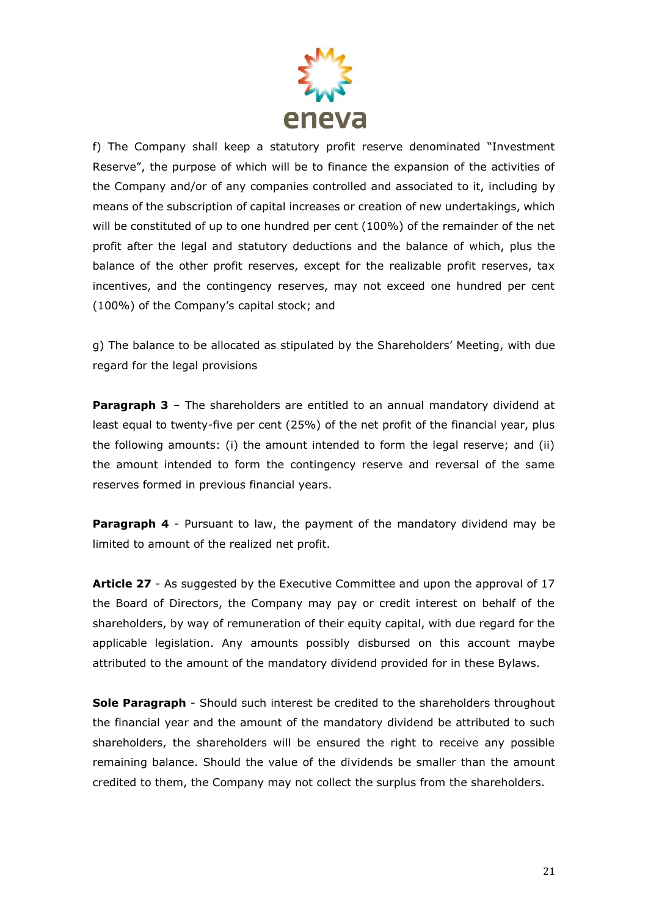f) The Company shall keep a statutory profit reserve denominated "Investment Reserve", the purpose of which will be to finance the expansion of the activities of the Company and/or of any companies controlled and associated to it, including by means of the subscription of capital increases or creation of new undertakings, which will be constituted of up to one hundred per cent (100%) of the remainder of the net profit after the legal and statutory deductions and the balance of which, plus the balance of the other profit reserves, except for the realizable profit reserves, tax incentives, and the contingency reserves, may not exceed one hundred per cent (100%) of the Company's capital stock; and

g) The balance to be allocated as stipulated by the Shareholders' Meeting, with due regard for the legal provisions

**Paragraph 3** – The shareholders are entitled to an annual mandatory dividend at least equal to twenty-five per cent (25%) of the net profit of the financial year, plus the following amounts: (i) the amount intended to form the legal reserve; and (ii) the amount intended to form the contingency reserve and reversal of the same reserves formed in previous financial years.

**Paragraph 4** - Pursuant to law, the payment of the mandatory dividend may be limited to amount of the realized net profit.

**Article 27** - As suggested by the Executive Committee and upon the approval of 17 the Board of Directors, the Company may pay or credit interest on behalf of the shareholders, by way of remuneration of their equity capital, with due regard for the applicable legislation. Any amounts possibly disbursed on this account maybe attributed to the amount of the mandatory dividend provided for in these Bylaws.

**Sole Paragraph** - Should such interest be credited to the shareholders throughout the financial year and the amount of the mandatory dividend be attributed to such shareholders, the shareholders will be ensured the right to receive any possible remaining balance. Should the value of the dividends be smaller than the amount credited to them, the Company may not collect the surplus from the shareholders.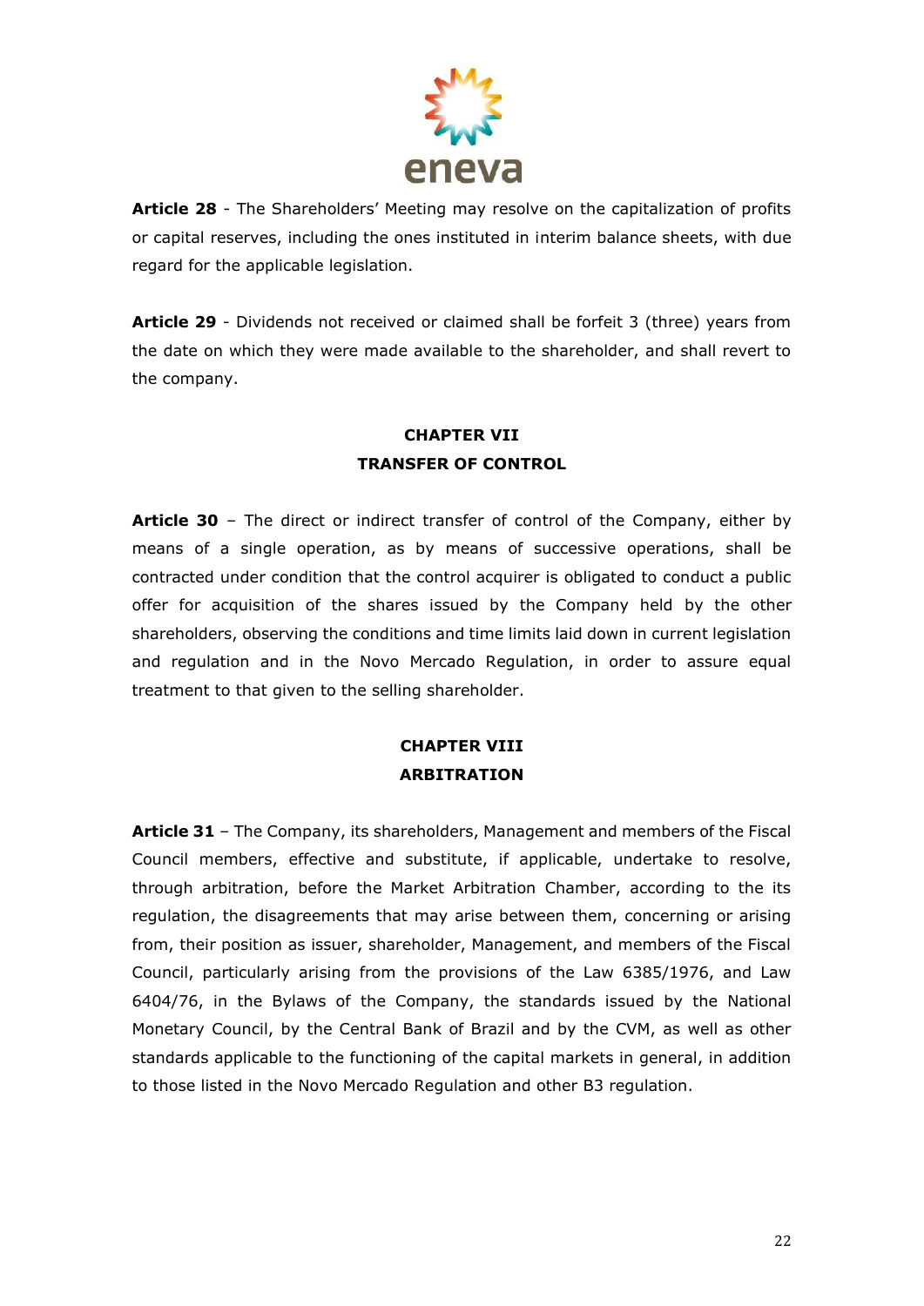**Article 28** - The Shareholders' Meeting may resolve on the capitalization of profits or capital reserves, including the ones instituted in interim balance sheets, with due regard for the applicable legislation.

**Article 29** - Dividends not received or claimed shall be forfeit 3 (three) years from the date on which they were made available to the shareholder, and shall revert to the company.

## CHAPTER VII
## TRANSFER OF CONTROL

**Article 30** – The direct or indirect transfer of control of the Company, either by means of a single operation, as by means of successive operations, shall be contracted under condition that the control acquirer is obligated to conduct a public offer for acquisition of the shares issued by the Company held by the other shareholders, observing the conditions and time limits laid down in current legislation and regulation and in the Novo Mercado Regulation, in order to assure equal treatment to that given to the selling shareholder.

## CHAPTER VIII
## ARBITRATION

**Article 31** – The Company, its shareholders, Management and members of the Fiscal Council members, effective and substitute, if applicable, undertake to resolve, through arbitration, before the Market Arbitration Chamber, according to the its regulation, the disagreements that may arise between them, concerning or arising from, their position as issuer, shareholder, Management, and members of the Fiscal Council, particularly arising from the provisions of the Law 6385/1976, and Law 6404/76, in the Bylaws of the Company, the standards issued by the National Monetary Council, by the Central Bank of Brazil and by the CVM, as well as other standards applicable to the functioning of the capital markets in general, in addition to those listed in the Novo Mercado Regulation and other B3 regulation.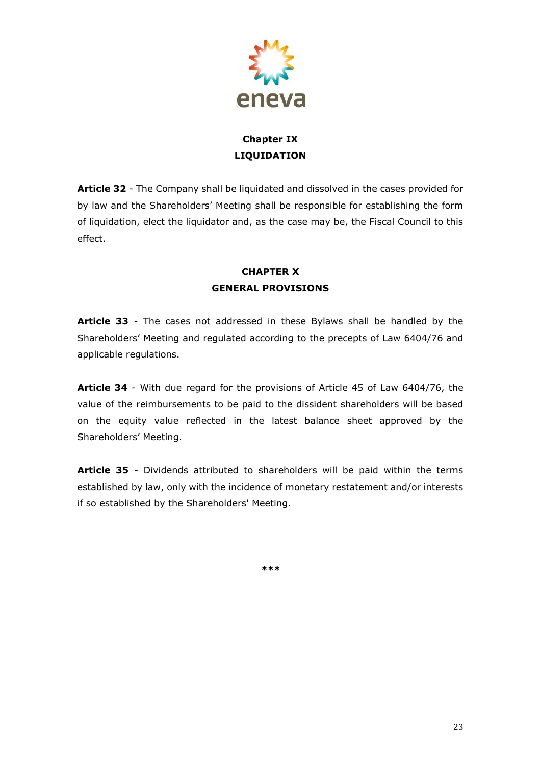## Chapter IX
## LIQUIDATION

**Article 32** - The Company shall be liquidated and dissolved in the cases provided for by law and the Shareholders' Meeting shall be responsible for establishing the form of liquidation, elect the liquidator and, as the case may be, the Fiscal Council to this effect.

## CHAPTER X
## GENERAL PROVISIONS

**Article 33** - The cases not addressed in these Bylaws shall be handled by the Shareholders' Meeting and regulated according to the precepts of Law 6404/76 and applicable regulations.

**Article 34** - With due regard for the provisions of Article 45 of Law 6404/76, the value of the reimbursements to be paid to the dissident shareholders will be based on the equity value reflected in the latest balance sheet approved by the Shareholders' Meeting.

**Article 35** - Dividends attributed to shareholders will be paid within the terms established by law, only with the incidence of monetary restatement and/or interests if so established by the Shareholders' Meeting.

***